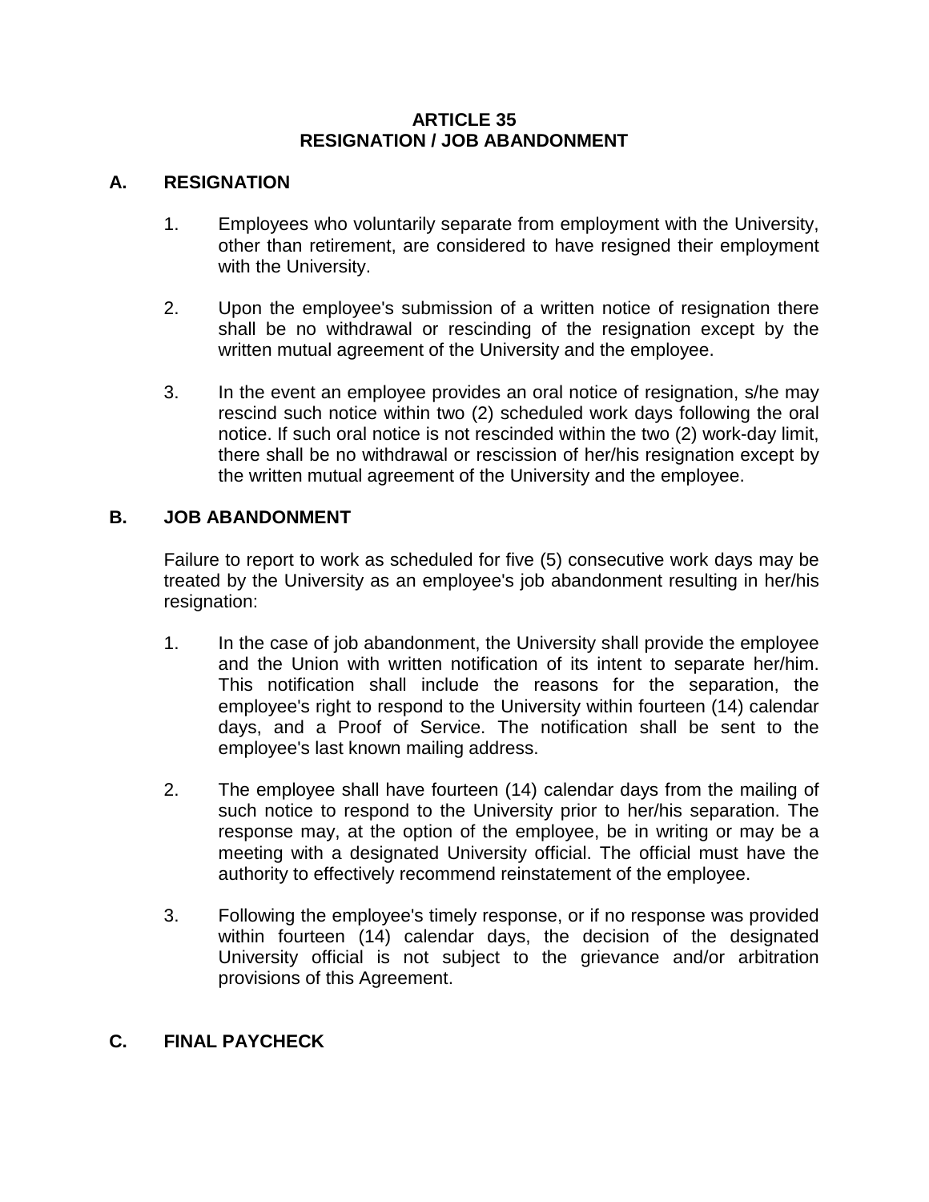# ARTICLE 35
# RESIGNATION / JOB ABANDONMENT

## A. RESIGNATION

1. Employees who voluntarily separate from employment with the University, other than retirement, are considered to have resigned their employment with the University.

2. Upon the employee's submission of a written notice of resignation there shall be no withdrawal or rescinding of the resignation except by the written mutual agreement of the University and the employee.

3. In the event an employee provides an oral notice of resignation, s/he may rescind such notice within two (2) scheduled work days following the oral notice. If such oral notice is not rescinded within the two (2) work-day limit, there shall be no withdrawal or rescission of her/his resignation except by the written mutual agreement of the University and the employee.

## B. JOB ABANDONMENT

Failure to report to work as scheduled for five (5) consecutive work days may be treated by the University as an employee's job abandonment resulting in her/his resignation:

1. In the case of job abandonment, the University shall provide the employee and the Union with written notification of its intent to separate her/him. This notification shall include the reasons for the separation, the employee's right to respond to the University within fourteen (14) calendar days, and a Proof of Service. The notification shall be sent to the employee's last known mailing address.

2. The employee shall have fourteen (14) calendar days from the mailing of such notice to respond to the University prior to her/his separation. The response may, at the option of the employee, be in writing or may be a meeting with a designated University official. The official must have the authority to effectively recommend reinstatement of the employee.

3. Following the employee's timely response, or if no response was provided within fourteen (14) calendar days, the decision of the designated University official is not subject to the grievance and/or arbitration provisions of this Agreement.

## C. FINAL PAYCHECK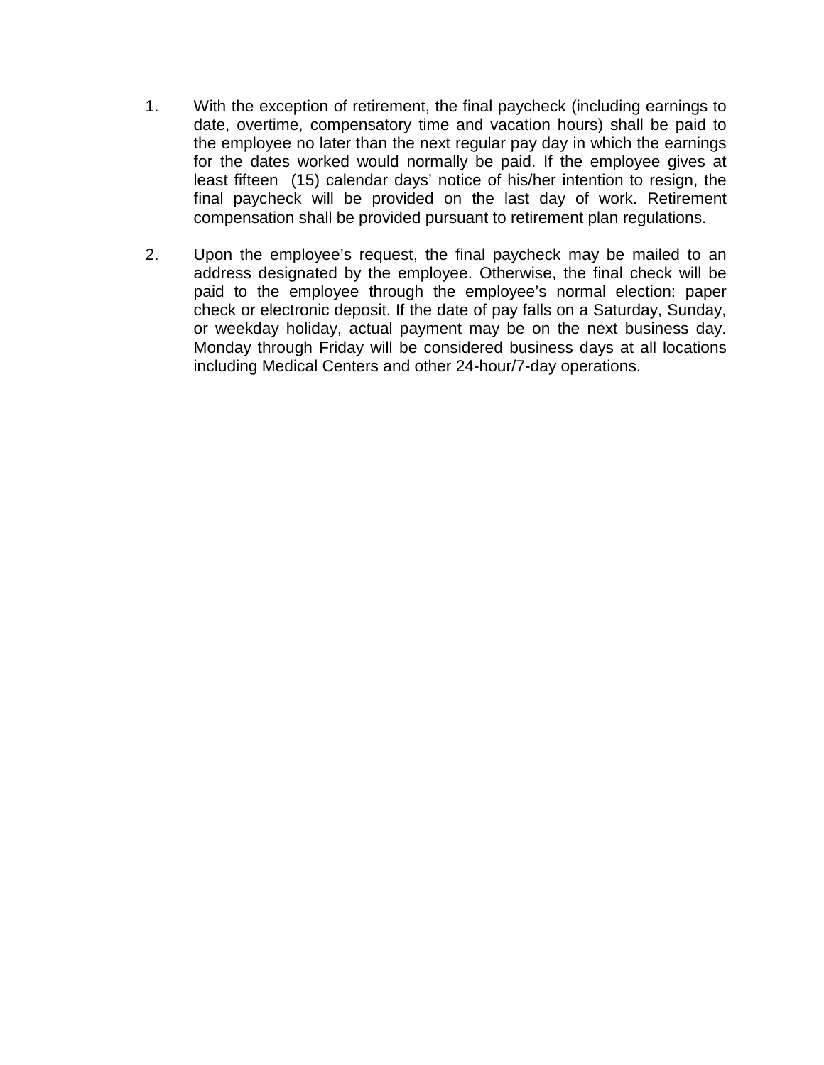1. With the exception of retirement, the final paycheck (including earnings to date, overtime, compensatory time and vacation hours) shall be paid to the employee no later than the next regular pay day in which the earnings for the dates worked would normally be paid. If the employee gives at least fifteen (15) calendar days' notice of his/her intention to resign, the final paycheck will be provided on the last day of work. Retirement compensation shall be provided pursuant to retirement plan regulations.

2. Upon the employee's request, the final paycheck may be mailed to an address designated by the employee. Otherwise, the final check will be paid to the employee through the employee's normal election: paper check or electronic deposit. If the date of pay falls on a Saturday, Sunday, or weekday holiday, actual payment may be on the next business day. Monday through Friday will be considered business days at all locations including Medical Centers and other 24-hour/7-day operations.